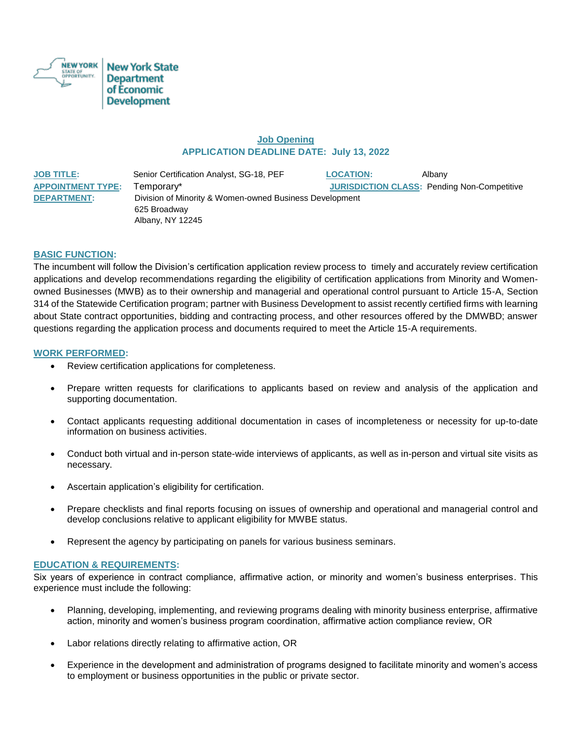New York State Department of Economic Development

## Job Opening

**APPLICATION DEADLINE DATE: July 13, 2022**

**JOB TITLE:** Senior Certification Analyst, SG-18, PEF

**LOCATION:** Albany

**APPOINTMENT TYPE:** Temporary*

**JURISDICTION CLASS:** Pending Non-Competitive

**DEPARTMENT:** Division of Minority & Women-owned Business Development
625 Broadway
Albany, NY 12245

### BASIC FUNCTION:

The incumbent will follow the Division's certification application review process to timely and accurately review certification applications and develop recommendations regarding the eligibility of certification applications from Minority and Women-owned Businesses (MWB) as to their ownership and managerial and operational control pursuant to Article 15-A, Section 314 of the Statewide Certification program; partner with Business Development to assist recently certified firms with learning about State contract opportunities, bidding and contracting process, and other resources offered by the DMWBD; answer questions regarding the application process and documents required to meet the Article 15-A requirements.

### WORK PERFORMED:

- Review certification applications for completeness.
- Prepare written requests for clarifications to applicants based on review and analysis of the application and supporting documentation.
- Contact applicants requesting additional documentation in cases of incompleteness or necessity for up-to-date information on business activities.
- Conduct both virtual and in-person state-wide interviews of applicants, as well as in-person and virtual site visits as necessary.
- Ascertain application's eligibility for certification.
- Prepare checklists and final reports focusing on issues of ownership and operational and managerial control and develop conclusions relative to applicant eligibility for MWBE status.
- Represent the agency by participating on panels for various business seminars.

### EDUCATION & REQUIREMENTS:

Six years of experience in contract compliance, affirmative action, or minority and women's business enterprises. This experience must include the following:

- Planning, developing, implementing, and reviewing programs dealing with minority business enterprise, affirmative action, minority and women's business program coordination, affirmative action compliance review, OR
- Labor relations directly relating to affirmative action, OR
- Experience in the development and administration of programs designed to facilitate minority and women's access to employment or business opportunities in the public or private sector.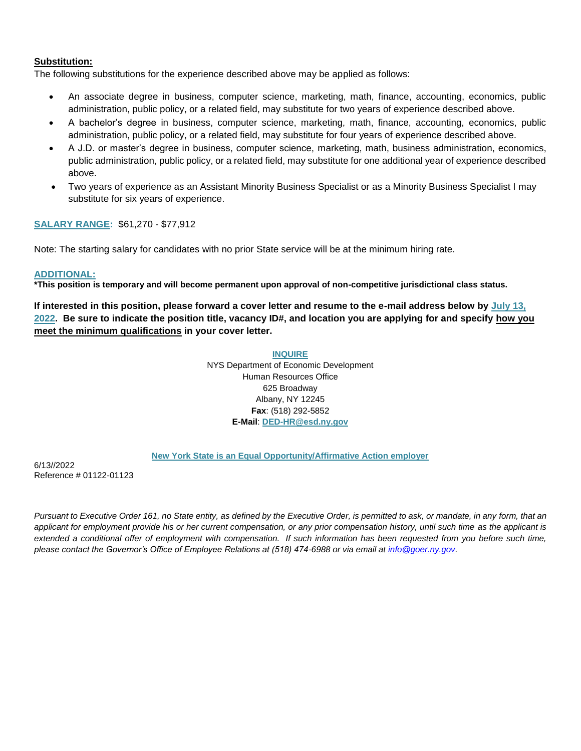**Substitution:**

The following substitutions for the experience described above may be applied as follows:

- An associate degree in business, computer science, marketing, math, finance, accounting, economics, public administration, public policy, or a related field, may substitute for two years of experience described above.
- A bachelor's degree in business, computer science, marketing, math, finance, accounting, economics, public administration, public policy, or a related field, may substitute for four years of experience described above.
- A J.D. or master's degree in business, computer science, marketing, math, business administration, economics, public administration, public policy, or a related field, may substitute for one additional year of experience described above.
- Two years of experience as an Assistant Minority Business Specialist or as a Minority Business Specialist I may substitute for six years of experience.

**SALARY RANGE:** $61,270 - $77,912

Note: The starting salary for candidates with no prior State service will be at the minimum hiring rate.

**ADDITIONAL:**

***This position is temporary and will become permanent upon approval of non-competitive jurisdictional class status.**

**If interested in this position, please forward a cover letter and resume to the e-mail address below by July 13, 2022. Be sure to indicate the position title, vacancy ID#, and location you are applying for and specify how you meet the minimum qualifications in your cover letter.**

**INQUIRE**

NYS Department of Economic Development
Human Resources Office
625 Broadway
Albany, NY 12245
**Fax**: (518) 292-5852
**E-Mail**: DED-HR@esd.ny.gov

New York State is an Equal Opportunity/Affirmative Action employer

6/13//2022
Reference # 01122-01123

*Pursuant to Executive Order 161, no State entity, as defined by the Executive Order, is permitted to ask, or mandate, in any form, that an applicant for employment provide his or her current compensation, or any prior compensation history, until such time as the applicant is extended a conditional offer of employment with compensation. If such information has been requested from you before such time, please contact the Governor's Office of Employee Relations at (518) 474-6988 or via email at info@goer.ny.gov.*